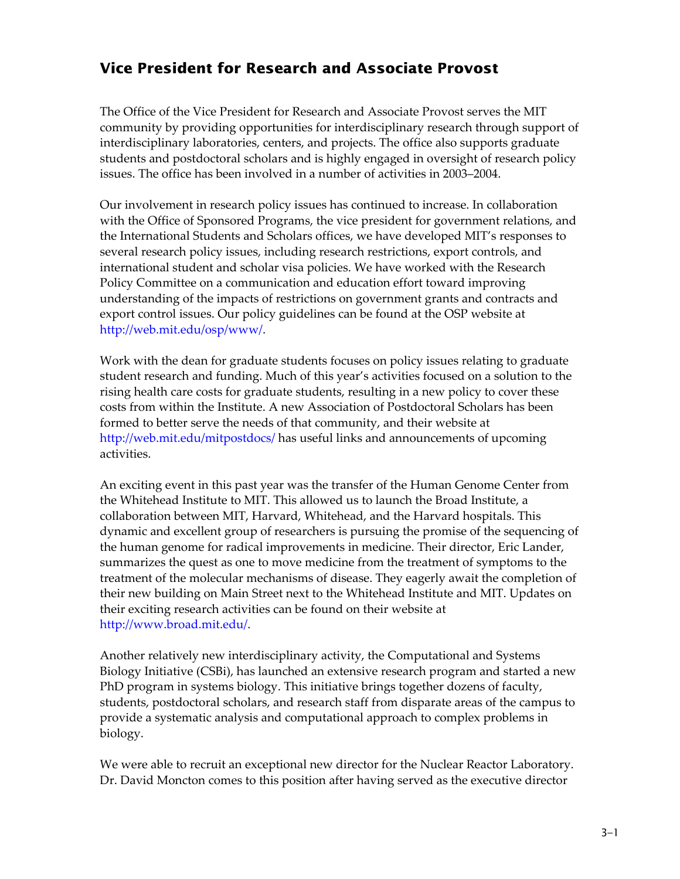# Vice President for Research and Associate Provost

The Office of the Vice President for Research and Associate Provost serves the MIT community by providing opportunities for interdisciplinary research through support of interdisciplinary laboratories, centers, and projects. The office also supports graduate students and postdoctoral scholars and is highly engaged in oversight of research policy issues. The office has been involved in a number of activities in 2003–2004.

Our involvement in research policy issues has continued to increase. In collaboration with the Office of Sponsored Programs, the vice president for government relations, and the International Students and Scholars offices, we have developed MIT's responses to several research policy issues, including research restrictions, export controls, and international student and scholar visa policies. We have worked with the Research Policy Committee on a communication and education effort toward improving understanding of the impacts of restrictions on government grants and contracts and export control issues. Our policy guidelines can be found at the OSP website at http://web.mit.edu/osp/www/.

Work with the dean for graduate students focuses on policy issues relating to graduate student research and funding. Much of this year's activities focused on a solution to the rising health care costs for graduate students, resulting in a new policy to cover these costs from within the Institute. A new Association of Postdoctoral Scholars has been formed to better serve the needs of that community, and their website at http://web.mit.edu/mitpostdocs/ has useful links and announcements of upcoming activities.

An exciting event in this past year was the transfer of the Human Genome Center from the Whitehead Institute to MIT. This allowed us to launch the Broad Institute, a collaboration between MIT, Harvard, Whitehead, and the Harvard hospitals. This dynamic and excellent group of researchers is pursuing the promise of the sequencing of the human genome for radical improvements in medicine. Their director, Eric Lander, summarizes the quest as one to move medicine from the treatment of symptoms to the treatment of the molecular mechanisms of disease. They eagerly await the completion of their new building on Main Street next to the Whitehead Institute and MIT. Updates on their exciting research activities can be found on their website at http://www.broad.mit.edu/.

Another relatively new interdisciplinary activity, the Computational and Systems Biology Initiative (CSBi), has launched an extensive research program and started a new PhD program in systems biology. This initiative brings together dozens of faculty, students, postdoctoral scholars, and research staff from disparate areas of the campus to provide a systematic analysis and computational approach to complex problems in biology.

We were able to recruit an exceptional new director for the Nuclear Reactor Laboratory. Dr. David Moncton comes to this position after having served as the executive director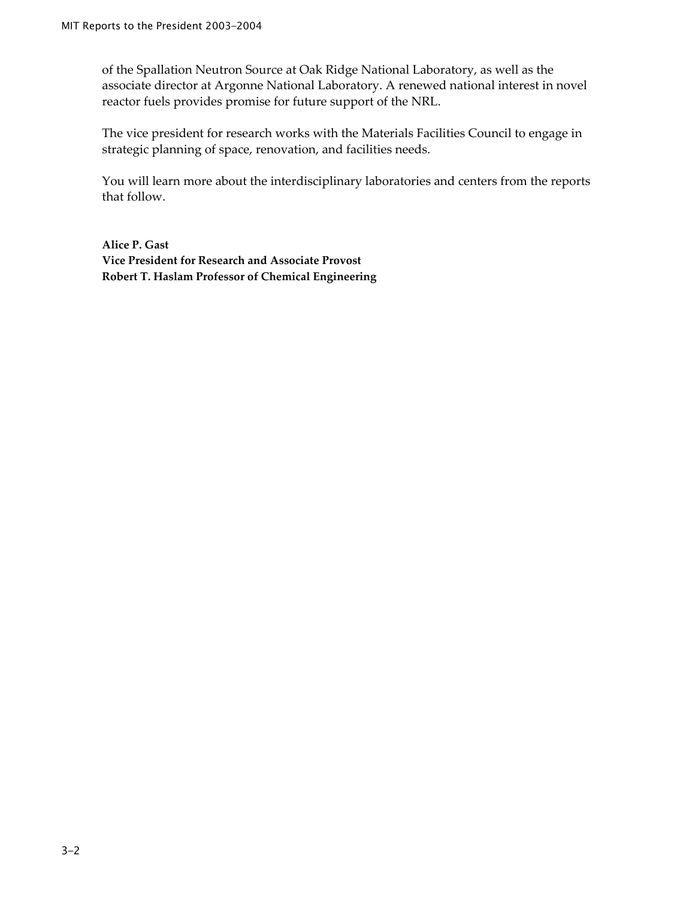of the Spallation Neutron Source at Oak Ridge National Laboratory, as well as the associate director at Argonne National Laboratory. A renewed national interest in novel reactor fuels provides promise for future support of the NRL.

The vice president for research works with the Materials Facilities Council to engage in strategic planning of space, renovation, and facilities needs.

You will learn more about the interdisciplinary laboratories and centers from the reports that follow.

**Alice P. Gast**  
**Vice President for Research and Associate Provost**  
**Robert T. Haslam Professor of Chemical Engineering**